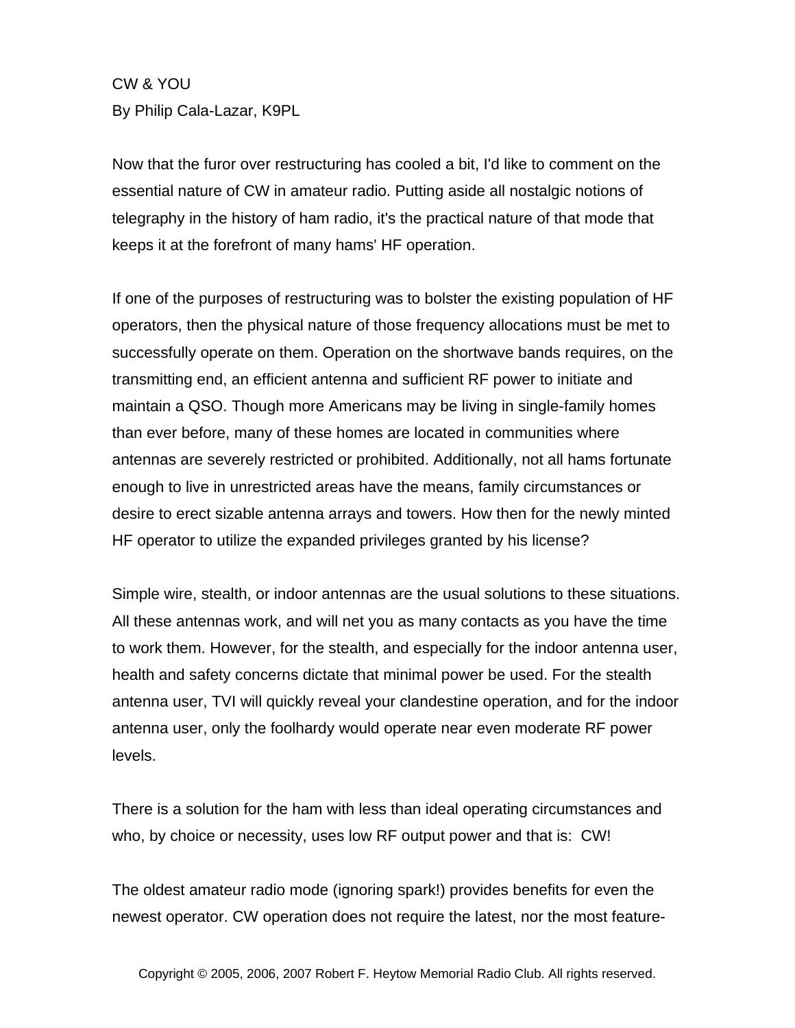# CW & YOU

By Philip Cala-Lazar, K9PL

Now that the furor over restructuring has cooled a bit, I'd like to comment on the essential nature of CW in amateur radio. Putting aside all nostalgic notions of telegraphy in the history of ham radio, it's the practical nature of that mode that keeps it at the forefront of many hams' HF operation.

If one of the purposes of restructuring was to bolster the existing population of HF operators, then the physical nature of those frequency allocations must be met to successfully operate on them. Operation on the shortwave bands requires, on the transmitting end, an efficient antenna and sufficient RF power to initiate and maintain a QSO. Though more Americans may be living in single-family homes than ever before, many of these homes are located in communities where antennas are severely restricted or prohibited. Additionally, not all hams fortunate enough to live in unrestricted areas have the means, family circumstances or desire to erect sizable antenna arrays and towers. How then for the newly minted HF operator to utilize the expanded privileges granted by his license?

Simple wire, stealth, or indoor antennas are the usual solutions to these situations. All these antennas work, and will net you as many contacts as you have the time to work them. However, for the stealth, and especially for the indoor antenna user, health and safety concerns dictate that minimal power be used. For the stealth antenna user, TVI will quickly reveal your clandestine operation, and for the indoor antenna user, only the foolhardy would operate near even moderate RF power levels.

There is a solution for the ham with less than ideal operating circumstances and who, by choice or necessity, uses low RF output power and that is: CW!

The oldest amateur radio mode (ignoring spark!) provides benefits for even the newest operator. CW operation does not require the latest, nor the most feature-

Copyright © 2005, 2006, 2007 Robert F. Heytow Memorial Radio Club. All rights reserved.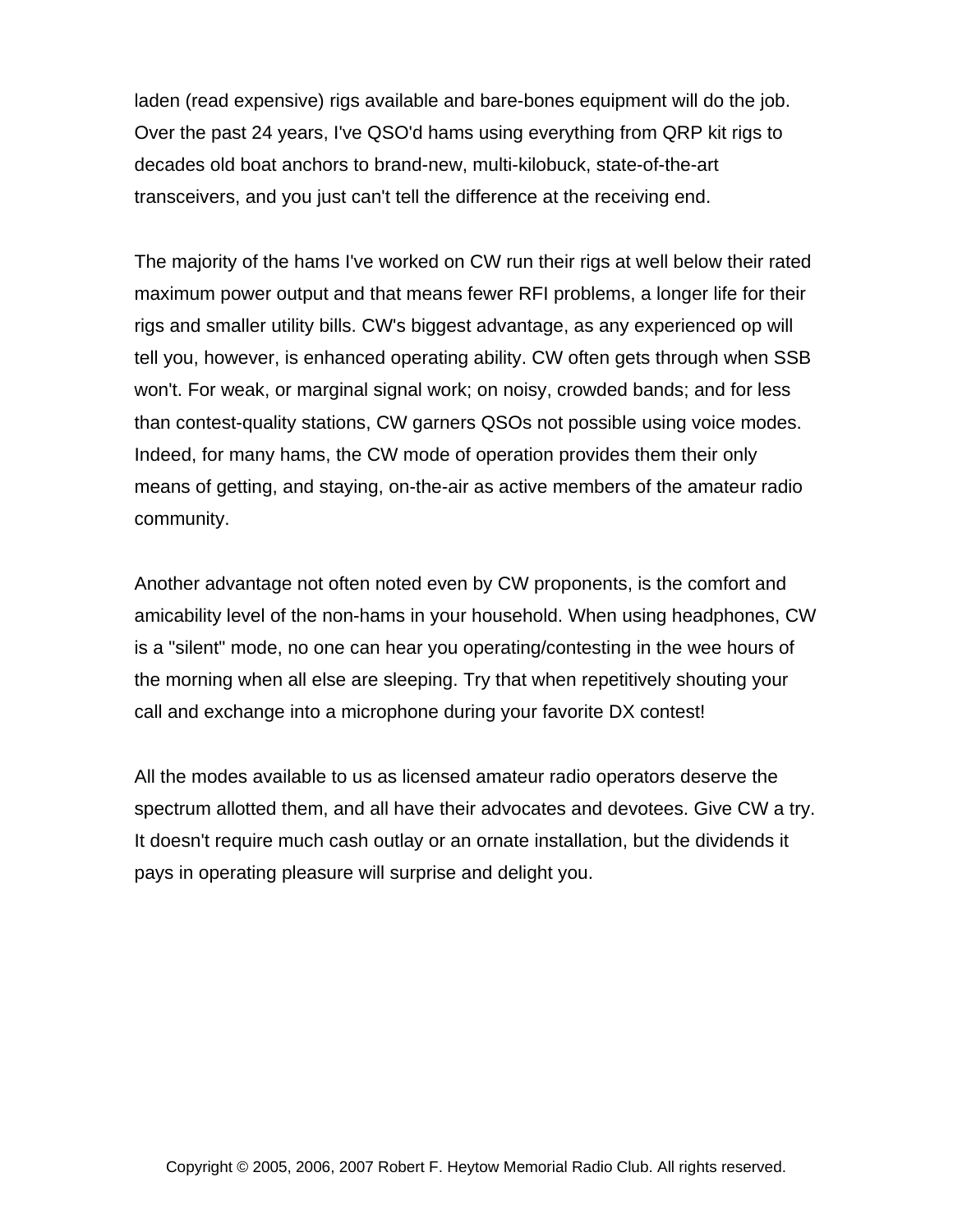laden (read expensive) rigs available and bare-bones equipment will do the job. Over the past 24 years, I've QSO'd hams using everything from QRP kit rigs to decades old boat anchors to brand-new, multi-kilobuck, state-of-the-art transceivers, and you just can't tell the difference at the receiving end.

The majority of the hams I've worked on CW run their rigs at well below their rated maximum power output and that means fewer RFI problems, a longer life for their rigs and smaller utility bills. CW's biggest advantage, as any experienced op will tell you, however, is enhanced operating ability. CW often gets through when SSB won't. For weak, or marginal signal work; on noisy, crowded bands; and for less than contest-quality stations, CW garners QSOs not possible using voice modes. Indeed, for many hams, the CW mode of operation provides them their only means of getting, and staying, on-the-air as active members of the amateur radio community.

Another advantage not often noted even by CW proponents, is the comfort and amicability level of the non-hams in your household. When using headphones, CW is a "silent" mode, no one can hear you operating/contesting in the wee hours of the morning when all else are sleeping. Try that when repetitively shouting your call and exchange into a microphone during your favorite DX contest!

All the modes available to us as licensed amateur radio operators deserve the spectrum allotted them, and all have their advocates and devotees. Give CW a try. It doesn't require much cash outlay or an ornate installation, but the dividends it pays in operating pleasure will surprise and delight you.

Copyright © 2005, 2006, 2007 Robert F. Heytow Memorial Radio Club. All rights reserved.